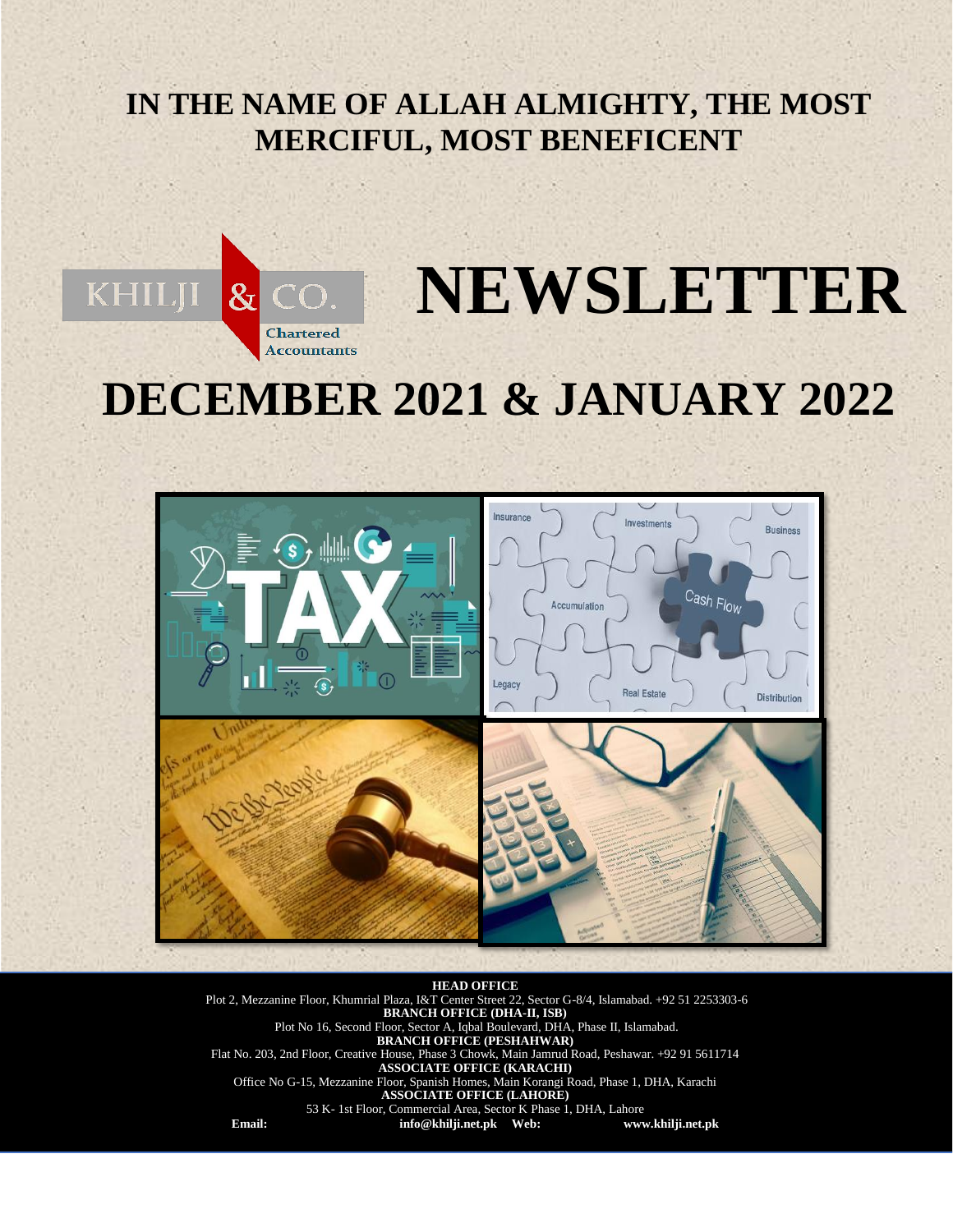# IN THE NAME OF ALLAH ALMIGHTY, THE MOST MERCIFUL, MOST BENEFICENT

KHILJI & CO.
Chartered Accountants

# NEWSLETTER

# DECEMBER 2021 & JANUARY 2022

**HEAD OFFICE**
Plot 2, Mezzanine Floor, Khumrial Plaza, I&T Center Street 22, Sector G-8/4, Islamabad. +92 51 2253303-6

**BRANCH OFFICE (DHA-II, ISB)**
Plot No 16, Second Floor, Sector A, Iqbal Boulevard, DHA, Phase II, Islamabad.

**BRANCH OFFICE (PESHAHWAR)**
Flat No. 203, 2nd Floor, Creative House, Phase 3 Chowk, Main Jamrud Road, Peshawar. +92 91 5611714

**ASSOCIATE OFFICE (KARACHI)**
Office No G-15, Mezzanine Floor, Spanish Homes, Main Korangi Road, Phase 1, DHA, Karachi

**ASSOCIATE OFFICE (LAHORE)**
53 K- 1st Floor, Commercial Area, Sector K Phase 1, DHA, Lahore

**Email:** **info@khilji.net.pk** **Web:** **www.khilji.net.pk**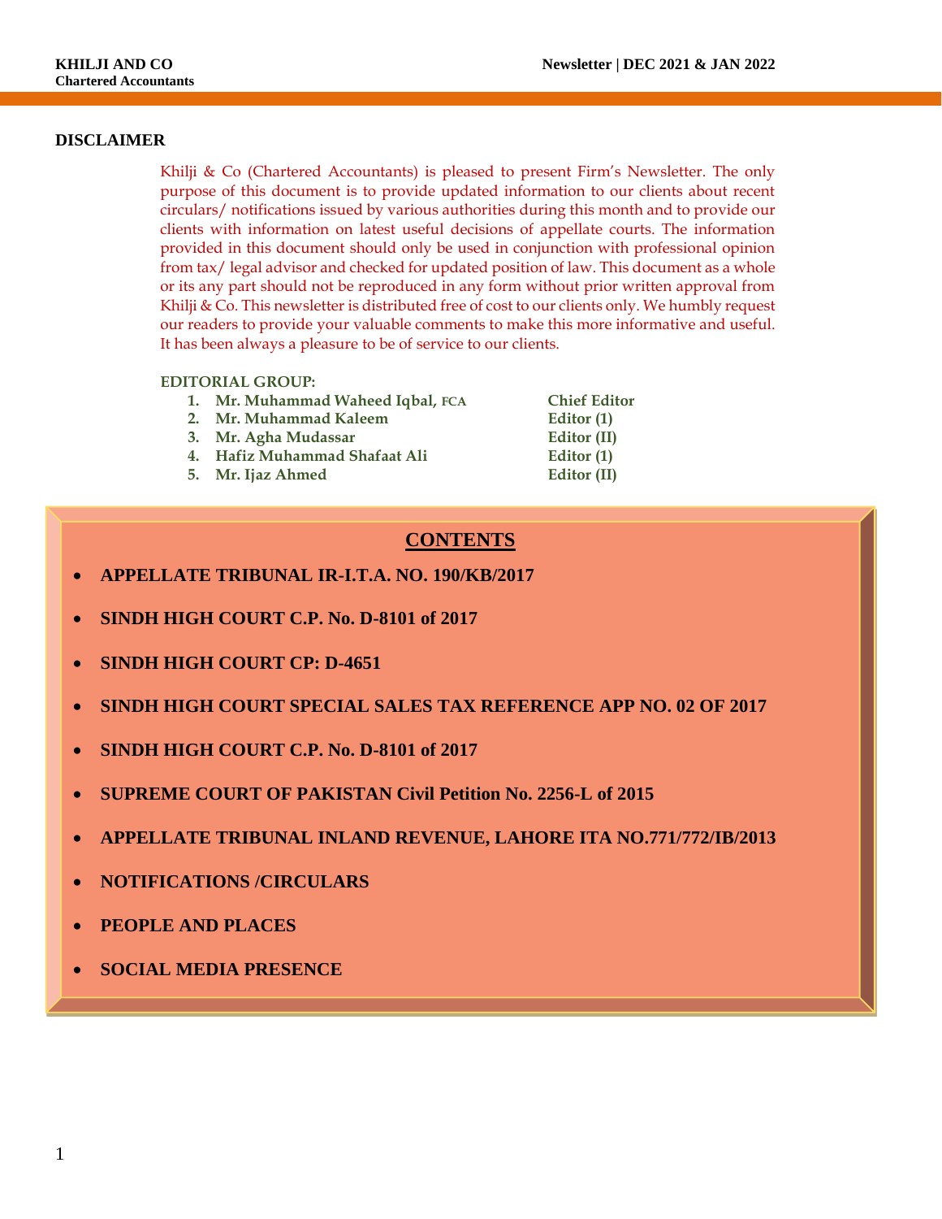## DISCLAIMER

Khilji & Co (Chartered Accountants) is pleased to present Firm's Newsletter. The only purpose of this document is to provide updated information to our clients about recent circulars/ notifications issued by various authorities during this month and to provide our clients with information on latest useful decisions of appellate courts. The information provided in this document should only be used in conjunction with professional opinion from tax/ legal advisor and checked for updated position of law. This document as a whole or its any part should not be reproduced in any form without prior written approval from Khilji & Co. This newsletter is distributed free of cost to our clients only. We humbly request our readers to provide your valuable comments to make this more informative and useful. It has been always a pleasure to be of service to our clients.

**EDITORIAL GROUP:**

1. **Mr. Muhammad Waheed Iqbal, FCA** — **Chief Editor**
2. **Mr. Muhammad Kaleem** — **Editor (1)**
3. **Mr. Agha Mudassar** — **Editor (II)**
4. **Hafiz Muhammad Shafaat Ali** — **Editor (1)**
5. **Mr. Ijaz Ahmed** — **Editor (II)**

## CONTENTS

- **APPELLATE TRIBUNAL IR-I.T.A. NO. 190/KB/2017**
- **SINDH HIGH COURT C.P. No. D-8101 of 2017**
- **SINDH HIGH COURT CP: D-4651**
- **SINDH HIGH COURT SPECIAL SALES TAX REFERENCE APP NO. 02 OF 2017**
- **SINDH HIGH COURT C.P. No. D-8101 of 2017**
- **SUPREME COURT OF PAKISTAN Civil Petition No. 2256-L of 2015**
- **APPELLATE TRIBUNAL INLAND REVENUE, LAHORE ITA NO.771/772/IB/2013**
- **NOTIFICATIONS /CIRCULARS**
- **PEOPLE AND PLACES**
- **SOCIAL MEDIA PRESENCE**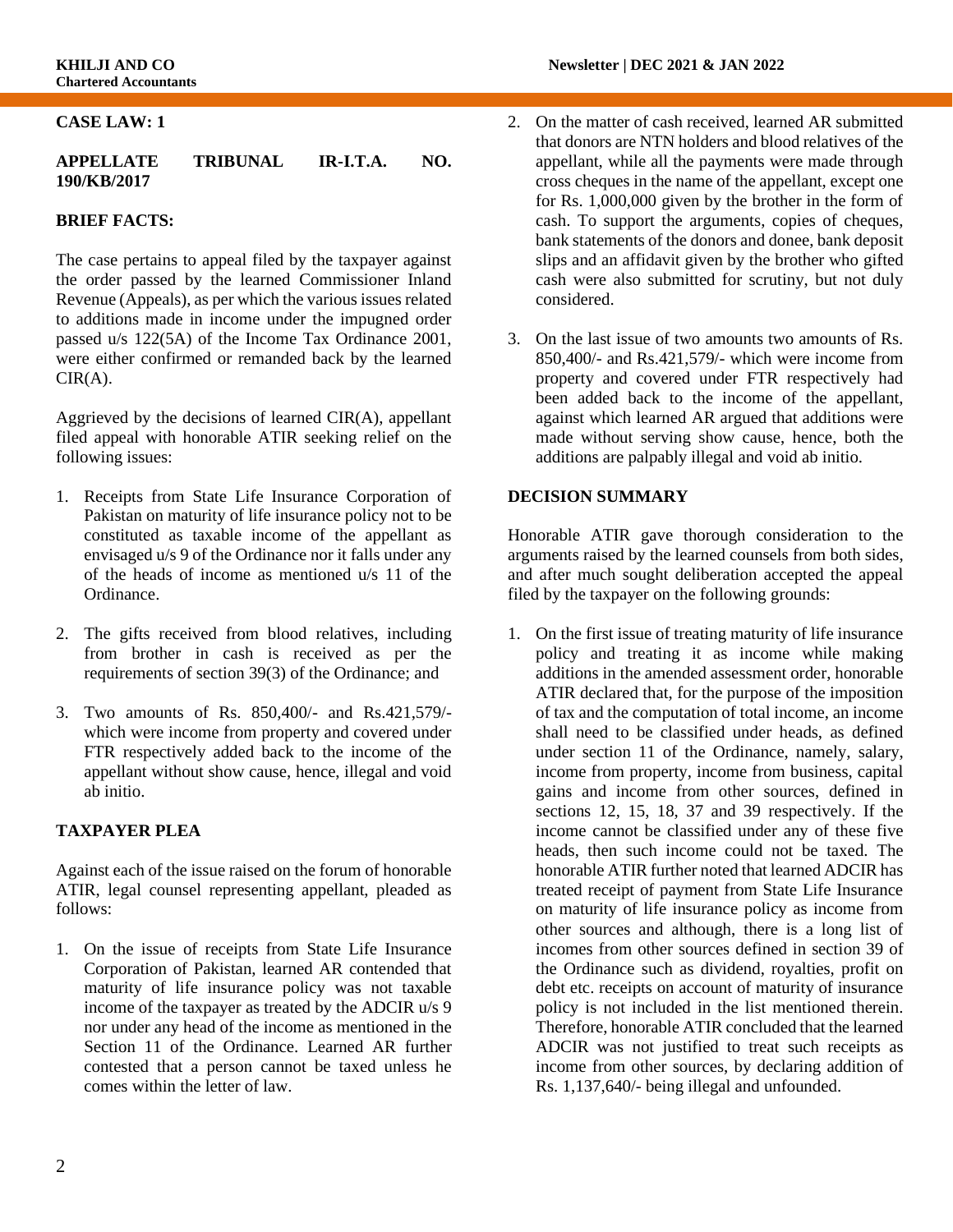**CASE LAW: 1**

**APPELLATE TRIBUNAL IR-I.T.A. NO. 190/KB/2017**

**BRIEF FACTS:**

The case pertains to appeal filed by the taxpayer against the order passed by the learned Commissioner Inland Revenue (Appeals), as per which the various issues related to additions made in income under the impugned order passed u/s 122(5A) of the Income Tax Ordinance 2001, were either confirmed or remanded back by the learned CIR(A).

Aggrieved by the decisions of learned CIR(A), appellant filed appeal with honorable ATIR seeking relief on the following issues:

1. Receipts from State Life Insurance Corporation of Pakistan on maturity of life insurance policy not to be constituted as taxable income of the appellant as envisaged u/s 9 of the Ordinance nor it falls under any of the heads of income as mentioned u/s 11 of the Ordinance.
2. The gifts received from blood relatives, including from brother in cash is received as per the requirements of section 39(3) of the Ordinance; and
3. Two amounts of Rs. 850,400/- and Rs.421,579/- which were income from property and covered under FTR respectively added back to the income of the appellant without show cause, hence, illegal and void ab initio.

**TAXPAYER PLEA**

Against each of the issue raised on the forum of honorable ATIR, legal counsel representing appellant, pleaded as follows:

1. On the issue of receipts from State Life Insurance Corporation of Pakistan, learned AR contended that maturity of life insurance policy was not taxable income of the taxpayer as treated by the ADCIR u/s 9 nor under any head of the income as mentioned in the Section 11 of the Ordinance. Learned AR further contested that a person cannot be taxed unless he comes within the letter of law.
2. On the matter of cash received, learned AR submitted that donors are NTN holders and blood relatives of the appellant, while all the payments were made through cross cheques in the name of the appellant, except one for Rs. 1,000,000 given by the brother in the form of cash. To support the arguments, copies of cheques, bank statements of the donors and donee, bank deposit slips and an affidavit given by the brother who gifted cash were also submitted for scrutiny, but not duly considered.
3. On the last issue of two amounts two amounts of Rs. 850,400/- and Rs.421,579/- which were income from property and covered under FTR respectively had been added back to the income of the appellant, against which learned AR argued that additions were made without serving show cause, hence, both the additions are palpably illegal and void ab initio.

**DECISION SUMMARY**

Honorable ATIR gave thorough consideration to the arguments raised by the learned counsels from both sides, and after much sought deliberation accepted the appeal filed by the taxpayer on the following grounds:

1. On the first issue of treating maturity of life insurance policy and treating it as income while making additions in the amended assessment order, honorable ATIR declared that, for the purpose of the imposition of tax and the computation of total income, an income shall need to be classified under heads, as defined under section 11 of the Ordinance, namely, salary, income from property, income from business, capital gains and income from other sources, defined in sections 12, 15, 18, 37 and 39 respectively. If the income cannot be classified under any of these five heads, then such income could not be taxed. The honorable ATIR further noted that learned ADCIR has treated receipt of payment from State Life Insurance on maturity of life insurance policy as income from other sources and although, there is a long list of incomes from other sources defined in section 39 of the Ordinance such as dividend, royalties, profit on debt etc. receipts on account of maturity of insurance policy is not included in the list mentioned therein. Therefore, honorable ATIR concluded that the learned ADCIR was not justified to treat such receipts as income from other sources, by declaring addition of Rs. 1,137,640/- being illegal and unfounded.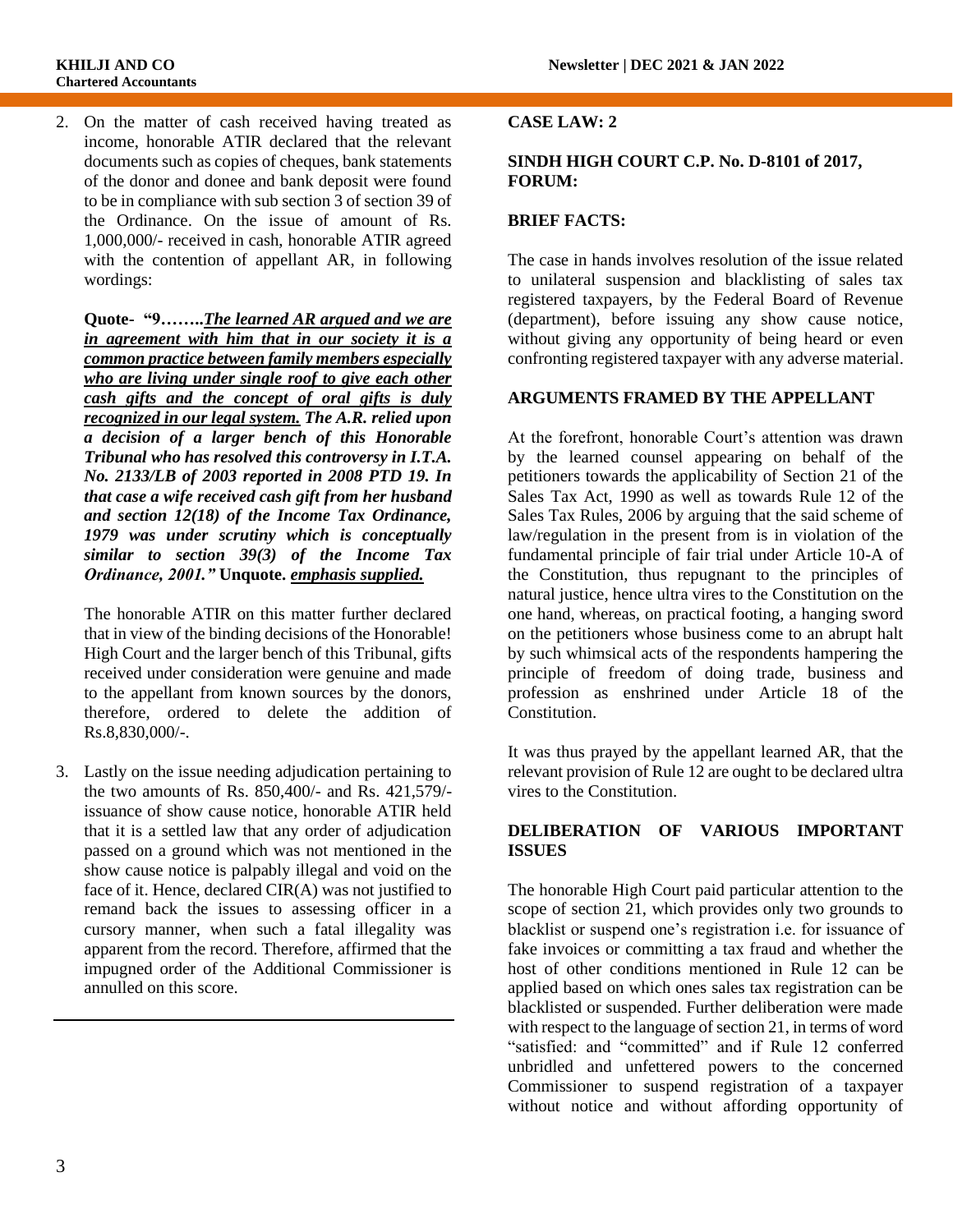2. On the matter of cash received having treated as income, honorable ATIR declared that the relevant documents such as copies of cheques, bank statements of the donor and donee and bank deposit were found to be in compliance with sub section 3 of section 39 of the Ordinance. On the issue of amount of Rs. 1,000,000/- received in cash, honorable ATIR agreed with the contention of appellant AR, in following wordings:

   **Quote- "9……..*<u>The learned AR argued and we are in agreement with him that in our society it is a common practice between family members especially who are living under single roof to give each other cash gifts and the concept of oral gifts is duly recognized in our legal system.</u>* *The A.R. relied upon a decision of a larger bench of this Honorable Tribunal who has resolved this controversy in I.T.A. No. 2133/LB of 2003 reported in 2008 PTD 19. In that case a wife received cash gift from her husband and section 12(18) of the Income Tax Ordinance, 1979 was under scrutiny which is conceptually similar to section 39(3) of the Income Tax Ordinance, 2001."* Unquote. *<u>emphasis supplied.</u>***

   The honorable ATIR on this matter further declared that in view of the binding decisions of the Honorable! High Court and the larger bench of this Tribunal, gifts received under consideration were genuine and made to the appellant from known sources by the donors, therefore, ordered to delete the addition of Rs.8,830,000/-.

3. Lastly on the issue needing adjudication pertaining to the two amounts of Rs. 850,400/- and Rs. 421,579/- issuance of show cause notice, honorable ATIR held that it is a settled law that any order of adjudication passed on a ground which was not mentioned in the show cause notice is palpably illegal and void on the face of it. Hence, declared CIR(A) was not justified to remand back the issues to assessing officer in a cursory manner, when such a fatal illegality was apparent from the record. Therefore, affirmed that the impugned order of the Additional Commissioner is annulled on this score.

---

**CASE LAW: 2**

**SINDH HIGH COURT C.P. No. D-8101 of 2017, FORUM:**

**BRIEF FACTS:**

The case in hands involves resolution of the issue related to unilateral suspension and blacklisting of sales tax registered taxpayers, by the Federal Board of Revenue (department), before issuing any show cause notice, without giving any opportunity of being heard or even confronting registered taxpayer with any adverse material.

**ARGUMENTS FRAMED BY THE APPELLANT**

At the forefront, honorable Court's attention was drawn by the learned counsel appearing on behalf of the petitioners towards the applicability of Section 21 of the Sales Tax Act, 1990 as well as towards Rule 12 of the Sales Tax Rules, 2006 by arguing that the said scheme of law/regulation in the present from is in violation of the fundamental principle of fair trial under Article 10-A of the Constitution, thus repugnant to the principles of natural justice, hence ultra vires to the Constitution on the one hand, whereas, on practical footing, a hanging sword on the petitioners whose business come to an abrupt halt by such whimsical acts of the respondents hampering the principle of freedom of doing trade, business and profession as enshrined under Article 18 of the Constitution.

It was thus prayed by the appellant learned AR, that the relevant provision of Rule 12 are ought to be declared ultra vires to the Constitution.

**DELIBERATION OF VARIOUS IMPORTANT ISSUES**

The honorable High Court paid particular attention to the scope of section 21, which provides only two grounds to blacklist or suspend one's registration i.e. for issuance of fake invoices or committing a tax fraud and whether the host of other conditions mentioned in Rule 12 can be applied based on which ones sales tax registration can be blacklisted or suspended. Further deliberation were made with respect to the language of section 21, in terms of word "satisfied: and "committed" and if Rule 12 conferred unbridled and unfettered powers to the concerned Commissioner to suspend registration of a taxpayer without notice and without affording opportunity of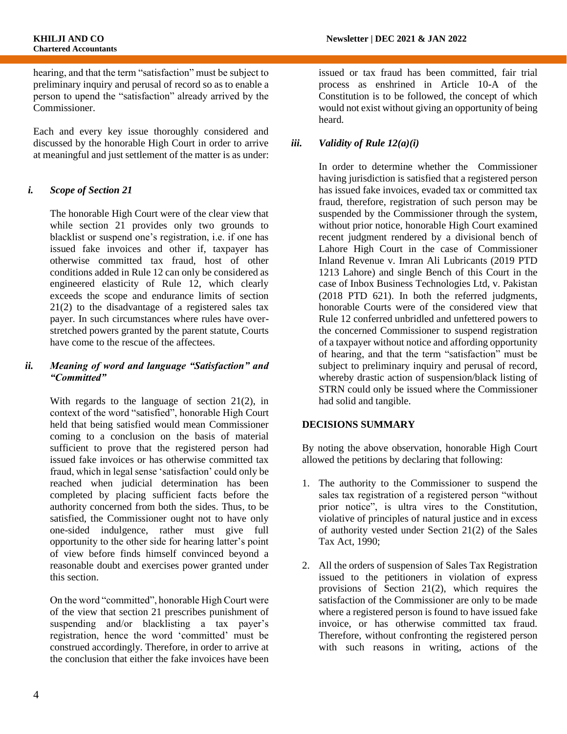hearing, and that the term "satisfaction" must be subject to preliminary inquiry and perusal of record so as to enable a person to upend the "satisfaction" already arrived by the Commissioner.

Each and every key issue thoroughly considered and discussed by the honorable High Court in order to arrive at meaningful and just settlement of the matter is as under:

### *i. Scope of Section 21*

The honorable High Court were of the clear view that while section 21 provides only two grounds to blacklist or suspend one's registration, i.e. if one has issued fake invoices and other if, taxpayer has otherwise committed tax fraud, host of other conditions added in Rule 12 can only be considered as engineered elasticity of Rule 12, which clearly exceeds the scope and endurance limits of section 21(2) to the disadvantage of a registered sales tax payer. In such circumstances where rules have over-stretched powers granted by the parent statute, Courts have come to the rescue of the affectees.

### *ii. Meaning of word and language "Satisfaction" and "Committed"*

With regards to the language of section 21(2), in context of the word "satisfied", honorable High Court held that being satisfied would mean Commissioner coming to a conclusion on the basis of material sufficient to prove that the registered person had issued fake invoices or has otherwise committed tax fraud, which in legal sense 'satisfaction' could only be reached when judicial determination has been completed by placing sufficient facts before the authority concerned from both the sides. Thus, to be satisfied, the Commissioner ought not to have only one-sided indulgence, rather must give full opportunity to the other side for hearing latter's point of view before finds himself convinced beyond a reasonable doubt and exercises power granted under this section.

On the word "committed", honorable High Court were of the view that section 21 prescribes punishment of suspending and/or blacklisting a tax payer's registration, hence the word 'committed' must be construed accordingly. Therefore, in order to arrive at the conclusion that either the fake invoices have been issued or tax fraud has been committed, fair trial process as enshrined in Article 10-A of the Constitution is to be followed, the concept of which would not exist without giving an opportunity of being heard.

### *iii. Validity of Rule 12(a)(i)*

In order to determine whether the Commissioner having jurisdiction is satisfied that a registered person has issued fake invoices, evaded tax or committed tax fraud, therefore, registration of such person may be suspended by the Commissioner through the system, without prior notice, honorable High Court examined recent judgment rendered by a divisional bench of Lahore High Court in the case of Commissioner Inland Revenue v. Imran Ali Lubricants (2019 PTD 1213 Lahore) and single Bench of this Court in the case of Inbox Business Technologies Ltd, v. Pakistan (2018 PTD 621). In both the referred judgments, honorable Courts were of the considered view that Rule 12 conferred unbridled and unfettered powers to the concerned Commissioner to suspend registration of a taxpayer without notice and affording opportunity of hearing, and that the term "satisfaction" must be subject to preliminary inquiry and perusal of record, whereby drastic action of suspension/black listing of STRN could only be issued where the Commissioner had solid and tangible.

## DECISIONS SUMMARY

By noting the above observation, honorable High Court allowed the petitions by declaring that following:

1. The authority to the Commissioner to suspend the sales tax registration of a registered person "without prior notice", is ultra vires to the Constitution, violative of principles of natural justice and in excess of authority vested under Section 21(2) of the Sales Tax Act, 1990;

2. All the orders of suspension of Sales Tax Registration issued to the petitioners in violation of express provisions of Section 21(2), which requires the satisfaction of the Commissioner are only to be made where a registered person is found to have issued fake invoice, or has otherwise committed tax fraud. Therefore, without confronting the registered person with such reasons in writing, actions of the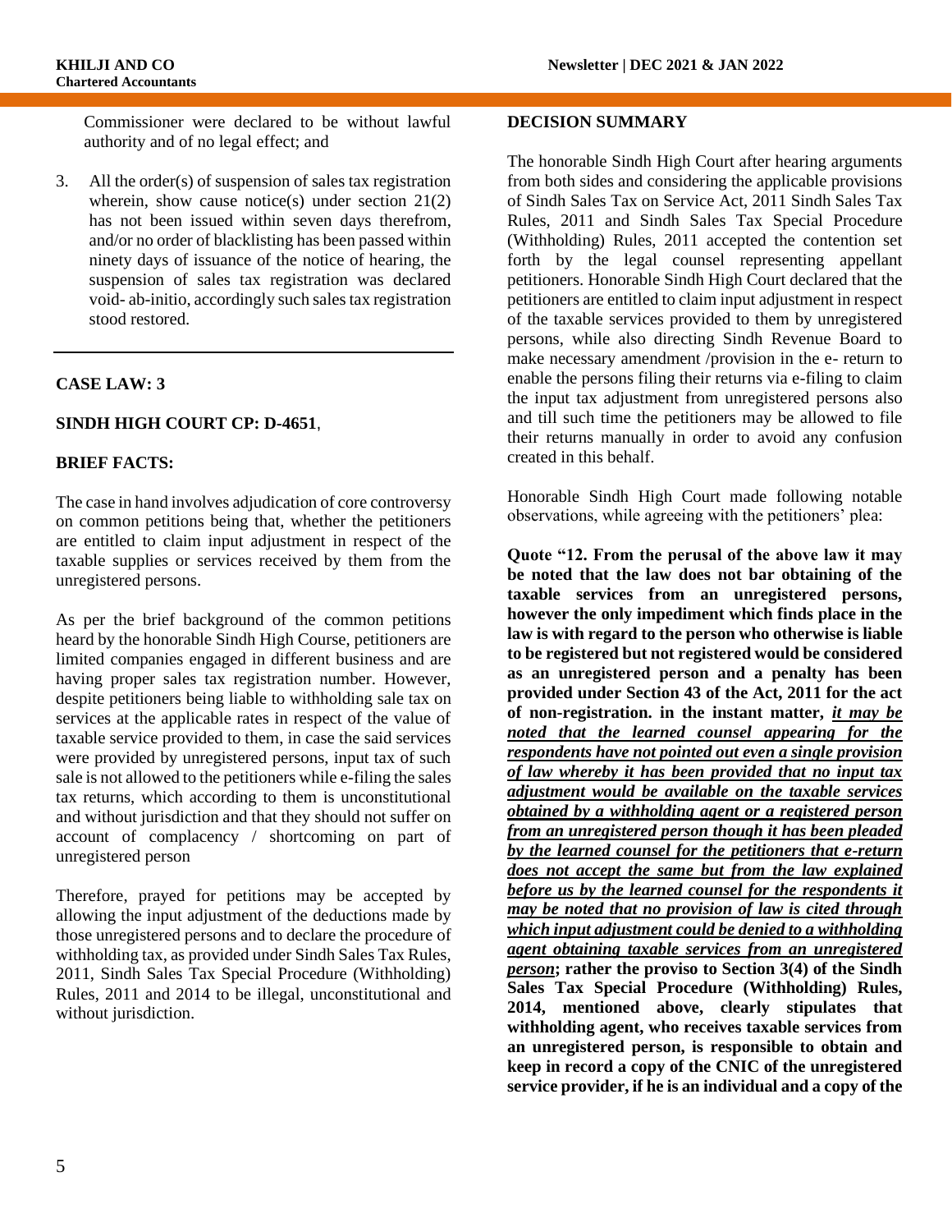Commissioner were declared to be without lawful authority and of no legal effect; and

3. All the order(s) of suspension of sales tax registration wherein, show cause notice(s) under section 21(2) has not been issued within seven days therefrom, and/or no order of blacklisting has been passed within ninety days of issuance of the notice of hearing, the suspension of sales tax registration was declared void- ab-initio, accordingly such sales tax registration stood restored.

---

**CASE LAW: 3**

**SINDH HIGH COURT CP: D-4651**,

**BRIEF FACTS:**

The case in hand involves adjudication of core controversy on common petitions being that, whether the petitioners are entitled to claim input adjustment in respect of the taxable supplies or services received by them from the unregistered persons.

As per the brief background of the common petitions heard by the honorable Sindh High Course, petitioners are limited companies engaged in different business and are having proper sales tax registration number. However, despite petitioners being liable to withholding sale tax on services at the applicable rates in respect of the value of taxable service provided to them, in case the said services were provided by unregistered persons, input tax of such sale is not allowed to the petitioners while e-filing the sales tax returns, which according to them is unconstitutional and without jurisdiction and that they should not suffer on account of complacency / shortcoming on part of unregistered person

Therefore, prayed for petitions may be accepted by allowing the input adjustment of the deductions made by those unregistered persons and to declare the procedure of withholding tax, as provided under Sindh Sales Tax Rules, 2011, Sindh Sales Tax Special Procedure (Withholding) Rules, 2011 and 2014 to be illegal, unconstitutional and without jurisdiction.

**DECISION SUMMARY**

The honorable Sindh High Court after hearing arguments from both sides and considering the applicable provisions of Sindh Sales Tax on Service Act, 2011 Sindh Sales Tax Rules, 2011 and Sindh Sales Tax Special Procedure (Withholding) Rules, 2011 accepted the contention set forth by the legal counsel representing appellant petitioners. Honorable Sindh High Court declared that the petitioners are entitled to claim input adjustment in respect of the taxable services provided to them by unregistered persons, while also directing Sindh Revenue Board to make necessary amendment /provision in the e- return to enable the persons filing their returns via e-filing to claim the input tax adjustment from unregistered persons also and till such time the petitioners may be allowed to file their returns manually in order to avoid any confusion created in this behalf.

Honorable Sindh High Court made following notable observations, while agreeing with the petitioners' plea:

**Quote "12. From the perusal of the above law it may be noted that the law does not bar obtaining of the taxable services from an unregistered persons, however the only impediment which finds place in the law is with regard to the person who otherwise is liable to be registered but not registered would be considered as an unregistered person and a penalty has been provided under Section 43 of the Act, 2011 for the act of non-registration. in the instant matter, *<u>it may be noted that the learned counsel appearing for the respondents have not pointed out even a single provision of law whereby it has been provided that no input tax adjustment would be available on the taxable services obtained by a withholding agent or a registered person from an unregistered person though it has been pleaded by the learned counsel for the petitioners that e-return does not accept the same but from the law explained before us by the learned counsel for the respondents it may be noted that no provision of law is cited through which input adjustment could be denied to a withholding agent obtaining taxable services from an unregistered person</u>*; rather the proviso to Section 3(4) of the Sindh Sales Tax Special Procedure (Withholding) Rules, 2014, mentioned above, clearly stipulates that withholding agent, who receives taxable services from an unregistered person, is responsible to obtain and keep in record a copy of the CNIC of the unregistered service provider, if he is an individual and a copy of the**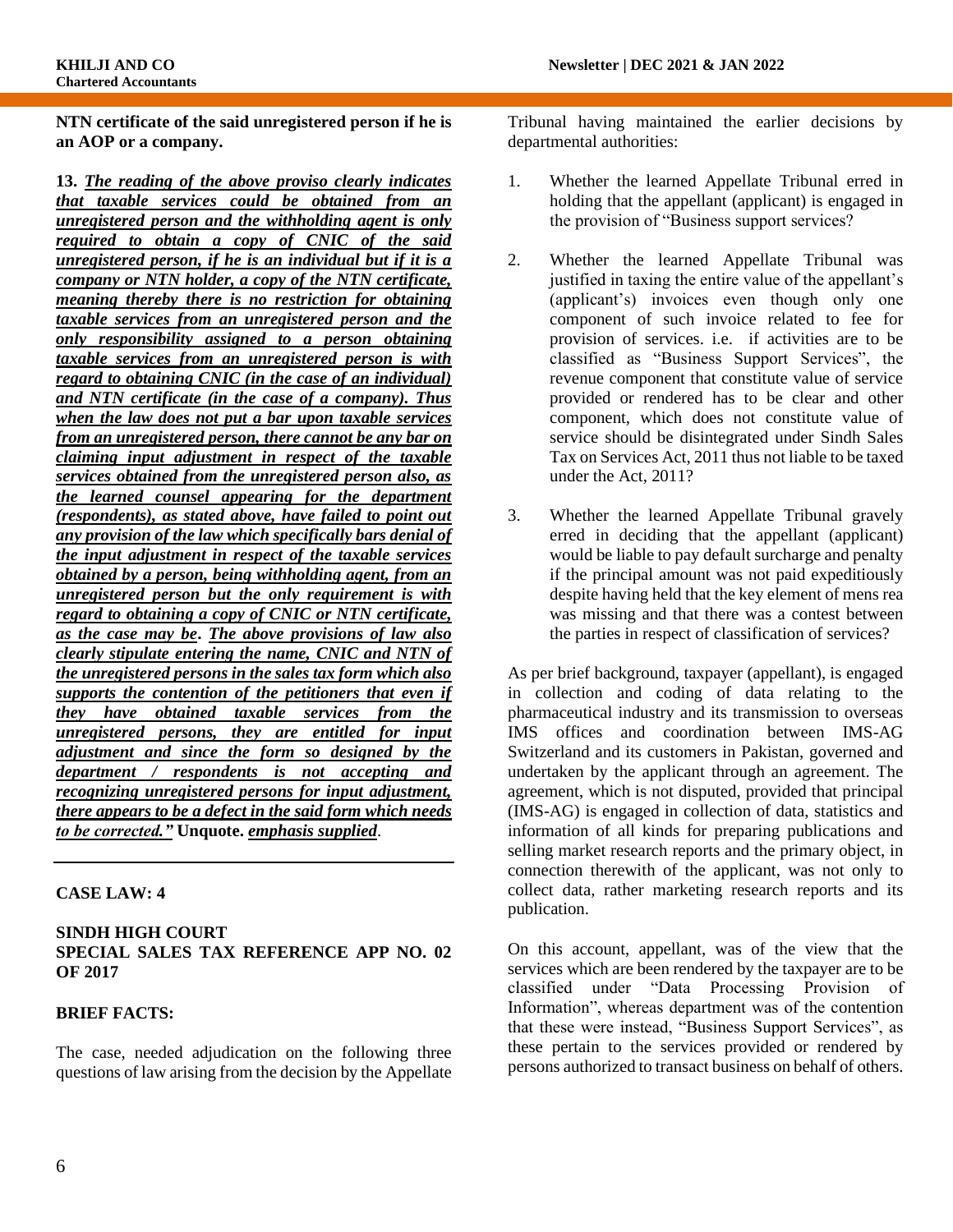**NTN certificate of the said unregistered person if he is an AOP or a company.**

**13.** ***The reading of the above proviso clearly indicates that taxable services could be obtained from an unregistered person and the withholding agent is only required to obtain a copy of CNIC of the said unregistered person, if he is an individual but if it is a company or NTN holder, a copy of the NTN certificate, meaning thereby there is no restriction for obtaining taxable services from an unregistered person and the only responsibility assigned to a person obtaining taxable services from an unregistered person is with regard to obtaining CNIC (in the case of an individual) and NTN certificate (in the case of a company). Thus when the law does not put a bar upon taxable services from an unregistered person, there cannot be any bar on claiming input adjustment in respect of the taxable services obtained from the unregistered person also, as the learned counsel appearing for the department (respondents), as stated above, have failed to point out any provision of the law which specifically bars denial of the input adjustment in respect of the taxable services obtained by a person, being withholding agent, from an unregistered person but the only requirement is with regard to obtaining a copy of CNIC or NTN certificate, as the case may be*****.** ***The above provisions of law also clearly stipulate entering the name, CNIC and NTN of the unregistered persons in the sales tax form which also supports the contention of the petitioners that even if they have obtained taxable services from the unregistered persons, they are entitled for input adjustment and since the form so designed by the department / respondents is not accepting and recognizing unregistered persons for input adjustment, there appears to be a defect in the said form which needs to be corrected."*** **Unquote.** *emphasis supplied*.

---

**CASE LAW: 4**

**SINDH HIGH COURT**
**SPECIAL SALES TAX REFERENCE APP NO. 02 OF 2017**

**BRIEF FACTS:**

The case, needed adjudication on the following three questions of law arising from the decision by the Appellate Tribunal having maintained the earlier decisions by departmental authorities:

1. Whether the learned Appellate Tribunal erred in holding that the appellant (applicant) is engaged in the provision of "Business support services?
2. Whether the learned Appellate Tribunal was justified in taxing the entire value of the appellant's (applicant's) invoices even though only one component of such invoice related to fee for provision of services. i.e. if activities are to be classified as "Business Support Services", the revenue component that constitute value of service provided or rendered has to be clear and other component, which does not constitute value of service should be disintegrated under Sindh Sales Tax on Services Act, 2011 thus not liable to be taxed under the Act, 2011?
3. Whether the learned Appellate Tribunal gravely erred in deciding that the appellant (applicant) would be liable to pay default surcharge and penalty if the principal amount was not paid expeditiously despite having held that the key element of mens rea was missing and that there was a contest between the parties in respect of classification of services?

As per brief background, taxpayer (appellant), is engaged in collection and coding of data relating to the pharmaceutical industry and its transmission to overseas IMS offices and coordination between IMS-AG Switzerland and its customers in Pakistan, governed and undertaken by the applicant through an agreement. The agreement, which is not disputed, provided that principal (IMS-AG) is engaged in collection of data, statistics and information of all kinds for preparing publications and selling market research reports and the primary object, in connection therewith of the applicant, was not only to collect data, rather marketing research reports and its publication.

On this account, appellant, was of the view that the services which are been rendered by the taxpayer are to be classified under "Data Processing Provision of Information", whereas department was of the contention that these were instead, "Business Support Services", as these pertain to the services provided or rendered by persons authorized to transact business on behalf of others.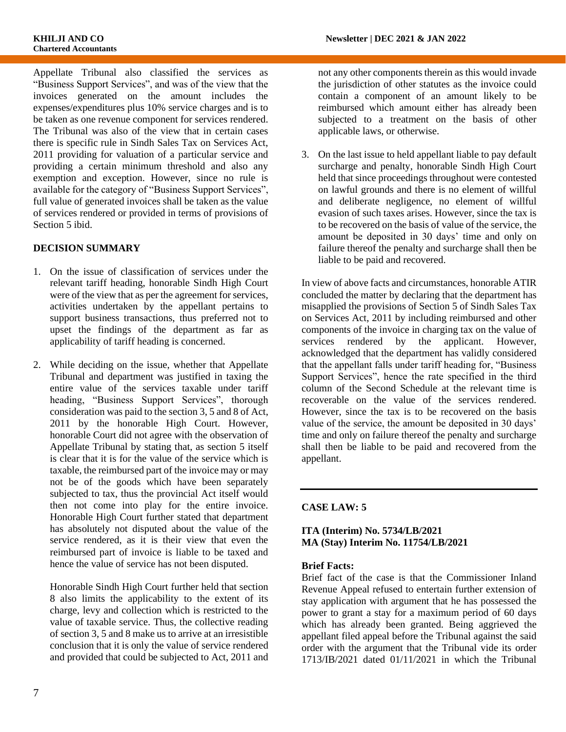Appellate Tribunal also classified the services as "Business Support Services", and was of the view that the invoices generated on the amount includes the expenses/expenditures plus 10% service charges and is to be taken as one revenue component for services rendered. The Tribunal was also of the view that in certain cases there is specific rule in Sindh Sales Tax on Services Act, 2011 providing for valuation of a particular service and providing a certain minimum threshold and also any exemption and exception. However, since no rule is available for the category of "Business Support Services", full value of generated invoices shall be taken as the value of services rendered or provided in terms of provisions of Section 5 ibid.

**DECISION SUMMARY**

1. On the issue of classification of services under the relevant tariff heading, honorable Sindh High Court were of the view that as per the agreement for services, activities undertaken by the appellant pertains to support business transactions, thus preferred not to upset the findings of the department as far as applicability of tariff heading is concerned.

2. While deciding on the issue, whether that Appellate Tribunal and department was justified in taxing the entire value of the services taxable under tariff heading, "Business Support Services", thorough consideration was paid to the section 3, 5 and 8 of Act, 2011 by the honorable High Court. However, honorable Court did not agree with the observation of Appellate Tribunal by stating that, as section 5 itself is clear that it is for the value of the service which is taxable, the reimbursed part of the invoice may or may not be of the goods which have been separately subjected to tax, thus the provincial Act itself would then not come into play for the entire invoice. Honorable High Court further stated that department has absolutely not disputed about the value of the service rendered, as it is their view that even the reimbursed part of invoice is liable to be taxed and hence the value of service has not been disputed.

   Honorable Sindh High Court further held that section 8 also limits the applicability to the extent of its charge, levy and collection which is restricted to the value of taxable service. Thus, the collective reading of section 3, 5 and 8 make us to arrive at an irresistible conclusion that it is only the value of service rendered and provided that could be subjected to Act, 2011 and not any other components therein as this would invade the jurisdiction of other statutes as the invoice could contain a component of an amount likely to be reimbursed which amount either has already been subjected to a treatment on the basis of other applicable laws, or otherwise.

3. On the last issue to held appellant liable to pay default surcharge and penalty, honorable Sindh High Court held that since proceedings throughout were contested on lawful grounds and there is no element of willful and deliberate negligence, no element of willful evasion of such taxes arises. However, since the tax is to be recovered on the basis of value of the service, the amount be deposited in 30 days' time and only on failure thereof the penalty and surcharge shall then be liable to be paid and recovered.

In view of above facts and circumstances, honorable ATIR concluded the matter by declaring that the department has misapplied the provisions of Section 5 of Sindh Sales Tax on Services Act, 2011 by including reimbursed and other components of the invoice in charging tax on the value of services rendered by the applicant. However, acknowledged that the department has validly considered that the appellant falls under tariff heading for, "Business Support Services", hence the rate specified in the third column of the Second Schedule at the relevant time is recoverable on the value of the services rendered. However, since the tax is to be recovered on the basis value of the service, the amount be deposited in 30 days' time and only on failure thereof the penalty and surcharge shall then be liable to be paid and recovered from the appellant.

---

## CASE LAW: 5

**ITA (Interim) No. 5734/LB/2021**
**MA (Stay) Interim No. 11754/LB/2021**

**Brief Facts:**

Brief fact of the case is that the Commissioner Inland Revenue Appeal refused to entertain further extension of stay application with argument that he has possessed the power to grant a stay for a maximum period of 60 days which has already been granted. Being aggrieved the appellant filed appeal before the Tribunal against the said order with the argument that the Tribunal vide its order 1713/IB/2021 dated 01/11/2021 in which the Tribunal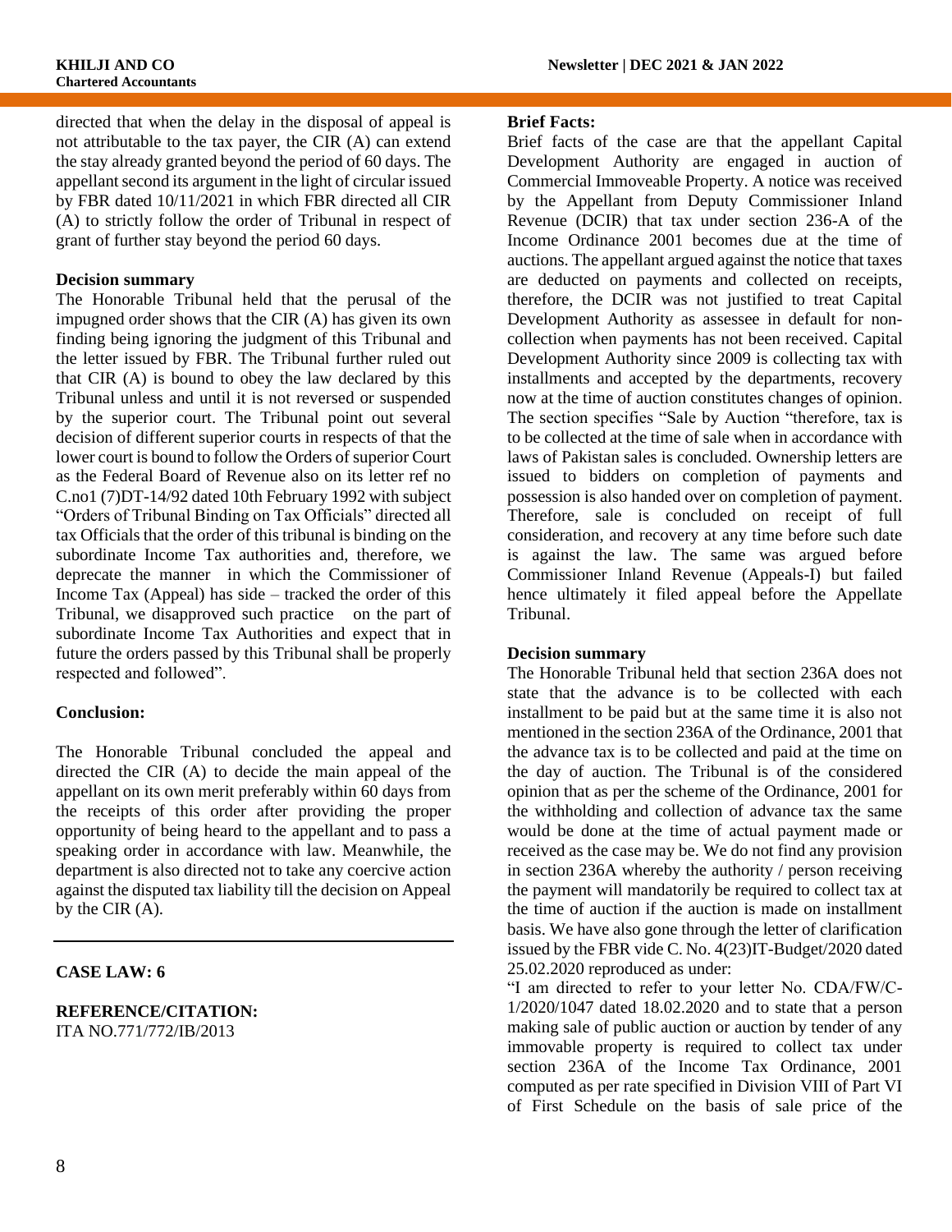directed that when the delay in the disposal of appeal is not attributable to the tax payer, the CIR (A) can extend the stay already granted beyond the period of 60 days. The appellant second its argument in the light of circular issued by FBR dated 10/11/2021 in which FBR directed all CIR (A) to strictly follow the order of Tribunal in respect of grant of further stay beyond the period 60 days.

**Decision summary**

The Honorable Tribunal held that the perusal of the impugned order shows that the CIR (A) has given its own finding being ignoring the judgment of this Tribunal and the letter issued by FBR. The Tribunal further ruled out that CIR (A) is bound to obey the law declared by this Tribunal unless and until it is not reversed or suspended by the superior court. The Tribunal point out several decision of different superior courts in respects of that the lower court is bound to follow the Orders of superior Court as the Federal Board of Revenue also on its letter ref no C.no1 (7)DT-14/92 dated 10th February 1992 with subject "Orders of Tribunal Binding on Tax Officials" directed all tax Officials that the order of this tribunal is binding on the subordinate Income Tax authorities and, therefore, we deprecate the manner in which the Commissioner of Income Tax (Appeal) has side – tracked the order of this Tribunal, we disapproved such practice on the part of subordinate Income Tax Authorities and expect that in future the orders passed by this Tribunal shall be properly respected and followed".

**Conclusion:**

The Honorable Tribunal concluded the appeal and directed the CIR (A) to decide the main appeal of the appellant on its own merit preferably within 60 days from the receipts of this order after providing the proper opportunity of being heard to the appellant and to pass a speaking order in accordance with law. Meanwhile, the department is also directed not to take any coercive action against the disputed tax liability till the decision on Appeal by the CIR (A).

---

**CASE LAW: 6**

**REFERENCE/CITATION:**
ITA NO.771/772/IB/2013

**Brief Facts:**

Brief facts of the case are that the appellant Capital Development Authority are engaged in auction of Commercial Immoveable Property. A notice was received by the Appellant from Deputy Commissioner Inland Revenue (DCIR) that tax under section 236-A of the Income Ordinance 2001 becomes due at the time of auctions. The appellant argued against the notice that taxes are deducted on payments and collected on receipts, therefore, the DCIR was not justified to treat Capital Development Authority as assessee in default for non-collection when payments has not been received. Capital Development Authority since 2009 is collecting tax with installments and accepted by the departments, recovery now at the time of auction constitutes changes of opinion. The section specifies "Sale by Auction "therefore, tax is to be collected at the time of sale when in accordance with laws of Pakistan sales is concluded. Ownership letters are issued to bidders on completion of payments and possession is also handed over on completion of payment. Therefore, sale is concluded on receipt of full consideration, and recovery at any time before such date is against the law. The same was argued before Commissioner Inland Revenue (Appeals-I) but failed hence ultimately it filed appeal before the Appellate Tribunal.

**Decision summary**

The Honorable Tribunal held that section 236A does not state that the advance is to be collected with each installment to be paid but at the same time it is also not mentioned in the section 236A of the Ordinance, 2001 that the advance tax is to be collected and paid at the time on the day of auction. The Tribunal is of the considered opinion that as per the scheme of the Ordinance, 2001 for the withholding and collection of advance tax the same would be done at the time of actual payment made or received as the case may be. We do not find any provision in section 236A whereby the authority / person receiving the payment will mandatorily be required to collect tax at the time of auction if the auction is made on installment basis. We have also gone through the letter of clarification issued by the FBR vide C. No. 4(23)IT-Budget/2020 dated 25.02.2020 reproduced as under:

"I am directed to refer to your letter No. CDA/FW/C-1/2020/1047 dated 18.02.2020 and to state that a person making sale of public auction or auction by tender of any immovable property is required to collect tax under section 236A of the Income Tax Ordinance, 2001 computed as per rate specified in Division VIII of Part VI of First Schedule on the basis of sale price of the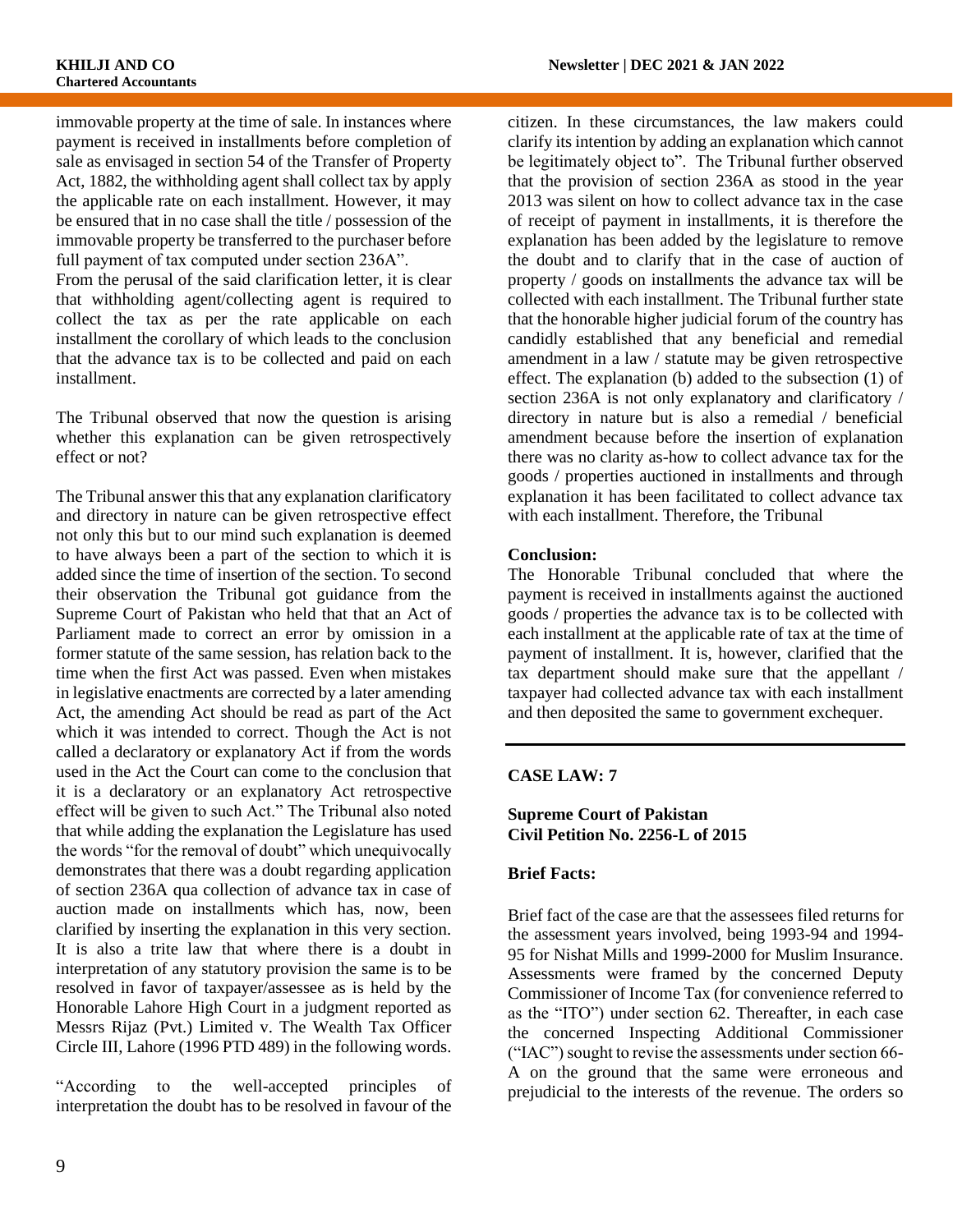immovable property at the time of sale. In instances where payment is received in installments before completion of sale as envisaged in section 54 of the Transfer of Property Act, 1882, the withholding agent shall collect tax by apply the applicable rate on each installment. However, it may be ensured that in no case shall the title / possession of the immovable property be transferred to the purchaser before full payment of tax computed under section 236A".

From the perusal of the said clarification letter, it is clear that withholding agent/collecting agent is required to collect the tax as per the rate applicable on each installment the corollary of which leads to the conclusion that the advance tax is to be collected and paid on each installment.

The Tribunal observed that now the question is arising whether this explanation can be given retrospectively effect or not?

The Tribunal answer this that any explanation clarificatory and directory in nature can be given retrospective effect not only this but to our mind such explanation is deemed to have always been a part of the section to which it is added since the time of insertion of the section. To second their observation the Tribunal got guidance from the Supreme Court of Pakistan who held that that an Act of Parliament made to correct an error by omission in a former statute of the same session, has relation back to the time when the first Act was passed. Even when mistakes in legislative enactments are corrected by a later amending Act, the amending Act should be read as part of the Act which it was intended to correct. Though the Act is not called a declaratory or explanatory Act if from the words used in the Act the Court can come to the conclusion that it is a declaratory or an explanatory Act retrospective effect will be given to such Act." The Tribunal also noted that while adding the explanation the Legislature has used the words "for the removal of doubt" which unequivocally demonstrates that there was a doubt regarding application of section 236A qua collection of advance tax in case of auction made on installments which has, now, been clarified by inserting the explanation in this very section. It is also a trite law that where there is a doubt in interpretation of any statutory provision the same is to be resolved in favor of taxpayer/assessee as is held by the Honorable Lahore High Court in a judgment reported as Messrs Rijaz (Pvt.) Limited v. The Wealth Tax Officer Circle III, Lahore (1996 PTD 489) in the following words.

"According to the well-accepted principles of interpretation the doubt has to be resolved in favour of the citizen. In these circumstances, the law makers could clarify its intention by adding an explanation which cannot be legitimately object to". The Tribunal further observed that the provision of section 236A as stood in the year 2013 was silent on how to collect advance tax in the case of receipt of payment in installments, it is therefore the explanation has been added by the legislature to remove the doubt and to clarify that in the case of auction of property / goods on installments the advance tax will be collected with each installment. The Tribunal further state that the honorable higher judicial forum of the country has candidly established that any beneficial and remedial amendment in a law / statute may be given retrospective effect. The explanation (b) added to the subsection (1) of section 236A is not only explanatory and clarificatory / directory in nature but is also a remedial / beneficial amendment because before the insertion of explanation there was no clarity as-how to collect advance tax for the goods / properties auctioned in installments and through explanation it has been facilitated to collect advance tax with each installment. Therefore, the Tribunal

**Conclusion:**

The Honorable Tribunal concluded that where the payment is received in installments against the auctioned goods / properties the advance tax is to be collected with each installment at the applicable rate of tax at the time of payment of installment. It is, however, clarified that the tax department should make sure that the appellant / taxpayer had collected advance tax with each installment and then deposited the same to government exchequer.

---

## CASE LAW: 7

**Supreme Court of Pakistan**
**Civil Petition No. 2256-L of 2015**

**Brief Facts:**

Brief fact of the case are that the assessees filed returns for the assessment years involved, being 1993-94 and 1994-95 for Nishat Mills and 1999-2000 for Muslim Insurance. Assessments were framed by the concerned Deputy Commissioner of Income Tax (for convenience referred to as the "ITO") under section 62. Thereafter, in each case the concerned Inspecting Additional Commissioner ("IAC") sought to revise the assessments under section 66-A on the ground that the same were erroneous and prejudicial to the interests of the revenue. The orders so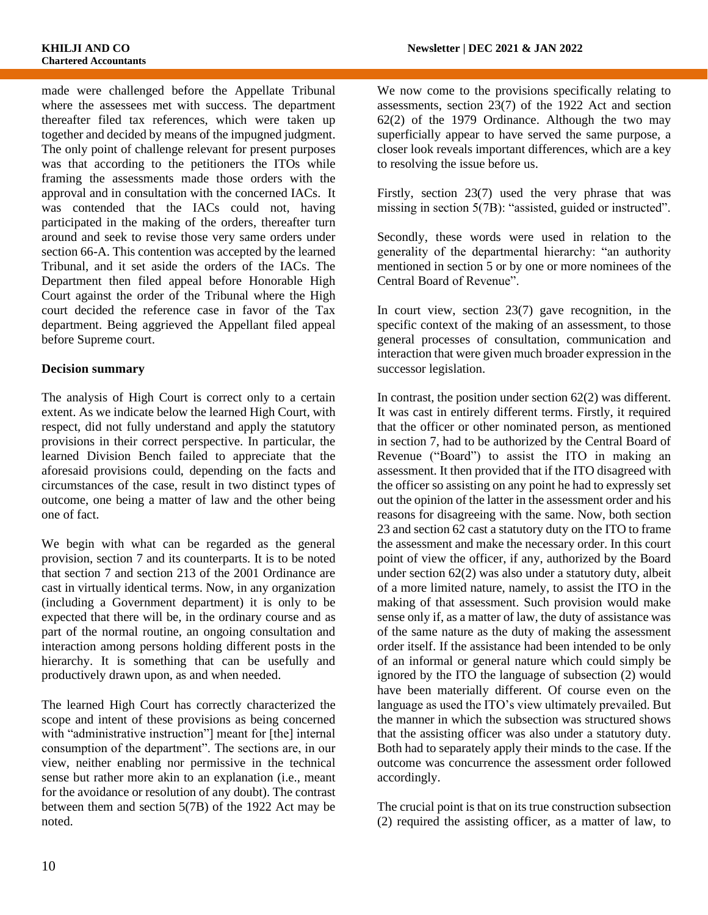made were challenged before the Appellate Tribunal where the assessees met with success. The department thereafter filed tax references, which were taken up together and decided by means of the impugned judgment. The only point of challenge relevant for present purposes was that according to the petitioners the ITOs while framing the assessments made those orders with the approval and in consultation with the concerned IACs. It was contended that the IACs could not, having participated in the making of the orders, thereafter turn around and seek to revise those very same orders under section 66-A. This contention was accepted by the learned Tribunal, and it set aside the orders of the IACs. The Department then filed appeal before Honorable High Court against the order of the Tribunal where the High court decided the reference case in favor of the Tax department. Being aggrieved the Appellant filed appeal before Supreme court.

**Decision summary**

The analysis of High Court is correct only to a certain extent. As we indicate below the learned High Court, with respect, did not fully understand and apply the statutory provisions in their correct perspective. In particular, the learned Division Bench failed to appreciate that the aforesaid provisions could, depending on the facts and circumstances of the case, result in two distinct types of outcome, one being a matter of law and the other being one of fact.

We begin with what can be regarded as the general provision, section 7 and its counterparts. It is to be noted that section 7 and section 213 of the 2001 Ordinance are cast in virtually identical terms. Now, in any organization (including a Government department) it is only to be expected that there will be, in the ordinary course and as part of the normal routine, an ongoing consultation and interaction among persons holding different posts in the hierarchy. It is something that can be usefully and productively drawn upon, as and when needed.

The learned High Court has correctly characterized the scope and intent of these provisions as being concerned with "administrative instruction"] meant for [the] internal consumption of the department". The sections are, in our view, neither enabling nor permissive in the technical sense but rather more akin to an explanation (i.e., meant for the avoidance or resolution of any doubt). The contrast between them and section 5(7B) of the 1922 Act may be noted.

We now come to the provisions specifically relating to assessments, section 23(7) of the 1922 Act and section 62(2) of the 1979 Ordinance. Although the two may superficially appear to have served the same purpose, a closer look reveals important differences, which are a key to resolving the issue before us.

Firstly, section 23(7) used the very phrase that was missing in section 5(7B): "assisted, guided or instructed".

Secondly, these words were used in relation to the generality of the departmental hierarchy: "an authority mentioned in section 5 or by one or more nominees of the Central Board of Revenue".

In court view, section 23(7) gave recognition, in the specific context of the making of an assessment, to those general processes of consultation, communication and interaction that were given much broader expression in the successor legislation.

In contrast, the position under section 62(2) was different. It was cast in entirely different terms. Firstly, it required that the officer or other nominated person, as mentioned in section 7, had to be authorized by the Central Board of Revenue ("Board") to assist the ITO in making an assessment. It then provided that if the ITO disagreed with the officer so assisting on any point he had to expressly set out the opinion of the latter in the assessment order and his reasons for disagreeing with the same. Now, both section 23 and section 62 cast a statutory duty on the ITO to frame the assessment and make the necessary order. In this court point of view the officer, if any, authorized by the Board under section 62(2) was also under a statutory duty, albeit of a more limited nature, namely, to assist the ITO in the making of that assessment. Such provision would make sense only if, as a matter of law, the duty of assistance was of the same nature as the duty of making the assessment order itself. If the assistance had been intended to be only of an informal or general nature which could simply be ignored by the ITO the language of subsection (2) would have been materially different. Of course even on the language as used the ITO's view ultimately prevailed. But the manner in which the subsection was structured shows that the assisting officer was also under a statutory duty. Both had to separately apply their minds to the case. If the outcome was concurrence the assessment order followed accordingly.

The crucial point is that on its true construction subsection (2) required the assisting officer, as a matter of law, to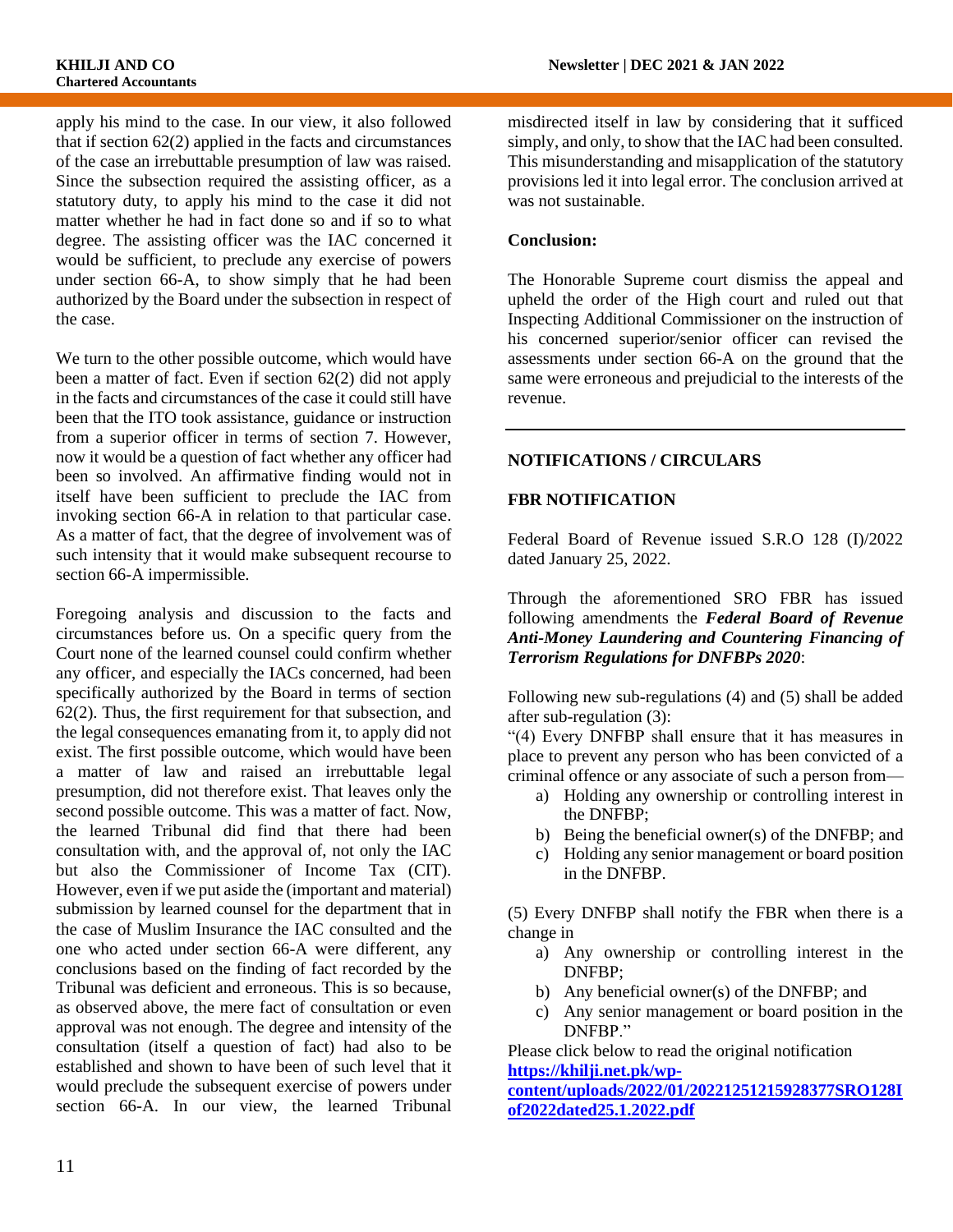apply his mind to the case. In our view, it also followed that if section 62(2) applied in the facts and circumstances of the case an irrebuttable presumption of law was raised. Since the subsection required the assisting officer, as a statutory duty, to apply his mind to the case it did not matter whether he had in fact done so and if so to what degree. The assisting officer was the IAC concerned it would be sufficient, to preclude any exercise of powers under section 66-A, to show simply that he had been authorized by the Board under the subsection in respect of the case.

We turn to the other possible outcome, which would have been a matter of fact. Even if section 62(2) did not apply in the facts and circumstances of the case it could still have been that the ITO took assistance, guidance or instruction from a superior officer in terms of section 7. However, now it would be a question of fact whether any officer had been so involved. An affirmative finding would not in itself have been sufficient to preclude the IAC from invoking section 66-A in relation to that particular case. As a matter of fact, that the degree of involvement was of such intensity that it would make subsequent recourse to section 66-A impermissible.

Foregoing analysis and discussion to the facts and circumstances before us. On a specific query from the Court none of the learned counsel could confirm whether any officer, and especially the IACs concerned, had been specifically authorized by the Board in terms of section 62(2). Thus, the first requirement for that subsection, and the legal consequences emanating from it, to apply did not exist. The first possible outcome, which would have been a matter of law and raised an irrebuttable legal presumption, did not therefore exist. That leaves only the second possible outcome. This was a matter of fact. Now, the learned Tribunal did find that there had been consultation with, and the approval of, not only the IAC but also the Commissioner of Income Tax (CIT). However, even if we put aside the (important and material) submission by learned counsel for the department that in the case of Muslim Insurance the IAC consulted and the one who acted under section 66-A were different, any conclusions based on the finding of fact recorded by the Tribunal was deficient and erroneous. This is so because, as observed above, the mere fact of consultation or even approval was not enough. The degree and intensity of the consultation (itself a question of fact) had also to be established and shown to have been of such level that it would preclude the subsequent exercise of powers under section 66-A. In our view, the learned Tribunal misdirected itself in law by considering that it sufficed simply, and only, to show that the IAC had been consulted. This misunderstanding and misapplication of the statutory provisions led it into legal error. The conclusion arrived at was not sustainable.

**Conclusion:**

The Honorable Supreme court dismiss the appeal and upheld the order of the High court and ruled out that Inspecting Additional Commissioner on the instruction of his concerned superior/senior officer can revised the assessments under section 66-A on the ground that the same were erroneous and prejudicial to the interests of the revenue.

---

## NOTIFICATIONS / CIRCULARS

### FBR NOTIFICATION

Federal Board of Revenue issued S.R.O 128 (I)/2022 dated January 25, 2022.

Through the aforementioned SRO FBR has issued following amendments the ***Federal Board of Revenue Anti-Money Laundering and Countering Financing of Terrorism Regulations for DNFBPs 2020***:

Following new sub-regulations (4) and (5) shall be added after sub-regulation (3):

"(4) Every DNFBP shall ensure that it has measures in place to prevent any person who has been convicted of a criminal offence or any associate of such a person from—

a) Holding any ownership or controlling interest in the DNFBP;
b) Being the beneficial owner(s) of the DNFBP; and
c) Holding any senior management or board position in the DNFBP.

(5) Every DNFBP shall notify the FBR when there is a change in

a) Any ownership or controlling interest in the DNFBP;
b) Any beneficial owner(s) of the DNFBP; and
c) Any senior management or board position in the DNFBP."

Please click below to read the original notification
**https://khilji.net.pk/wp-content/uploads/2022/01/20221251215928377SRO128Iof2022dated25.1.2022.pdf**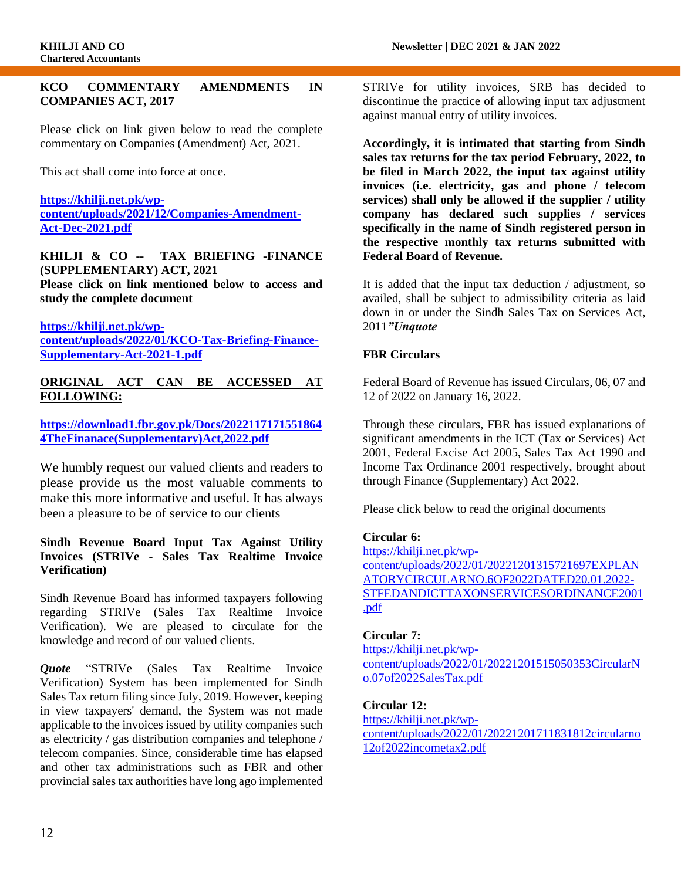**KCO COMMENTARY AMENDMENTS IN COMPANIES ACT, 2017**

Please click on link given below to read the complete commentary on Companies (Amendment) Act, 2021.

This act shall come into force at once.

**https://khilji.net.pk/wp-content/uploads/2021/12/Companies-Amendment-Act-Dec-2021.pdf**

**KHILJI & CO -- TAX BRIEFING -FINANCE (SUPPLEMENTARY) ACT, 2021**
**Please click on link mentioned below to access and study the complete document**

**https://khilji.net.pk/wp-content/uploads/2022/01/KCO-Tax-Briefing-Finance-Supplementary-Act-2021-1.pdf**

**ORIGINAL ACT CAN BE ACCESSED AT FOLLOWING:**

**https://download1.fbr.gov.pk/Docs/20221171715518644TheFinanace(Supplementary)Act,2022.pdf**

We humbly request our valued clients and readers to please provide us the most valuable comments to make this more informative and useful. It has always been a pleasure to be of service to our clients

**Sindh Revenue Board Input Tax Against Utility Invoices (STRIVe - Sales Tax Realtime Invoice Verification)**

Sindh Revenue Board has informed taxpayers following regarding STRIVe (Sales Tax Realtime Invoice Verification). We are pleased to circulate for the knowledge and record of our valued clients.

***Quote*** "STRIVe (Sales Tax Realtime Invoice Verification) System has been implemented for Sindh Sales Tax return filing since July, 2019. However, keeping in view taxpayers' demand, the System was not made applicable to the invoices issued by utility companies such as electricity / gas distribution companies and telephone / telecom companies. Since, considerable time has elapsed and other tax administrations such as FBR and other provincial sales tax authorities have long ago implemented STRIVe for utility invoices, SRB has decided to discontinue the practice of allowing input tax adjustment against manual entry of utility invoices.

**Accordingly, it is intimated that starting from Sindh sales tax returns for the tax period February, 2022, to be filed in March 2022, the input tax against utility invoices (i.e. electricity, gas and phone / telecom services) shall only be allowed if the supplier / utility company has declared such supplies / services specifically in the name of Sindh registered person in the respective monthly tax returns submitted with Federal Board of Revenue.**

It is added that the input tax deduction / adjustment, so availed, shall be subject to admissibility criteria as laid down in or under the Sindh Sales Tax on Services Act, 2011***"Unquote***

**FBR Circulars**

Federal Board of Revenue has issued Circulars, 06, 07 and 12 of 2022 on January 16, 2022.

Through these circulars, FBR has issued explanations of significant amendments in the ICT (Tax or Services) Act 2001, Federal Excise Act 2005, Sales Tax Act 1990 and Income Tax Ordinance 2001 respectively, brought about through Finance (Supplementary) Act 2022.

Please click below to read the original documents

**Circular 6:**
https://khilji.net.pk/wp-content/uploads/2022/01/20221201315721697EXPLANATORYCIRCULARNO.6OF2022DATED20.01.2022-STFEDANDICTTAXONSERVICESORDINANCE2001.pdf

**Circular 7:**
https://khilji.net.pk/wp-content/uploads/2022/01/20221201515050353CircularNo.07of2022SalesTax.pdf

**Circular 12:**
https://khilji.net.pk/wp-content/uploads/2022/01/20221201711831812circularno12of2022incometax2.pdf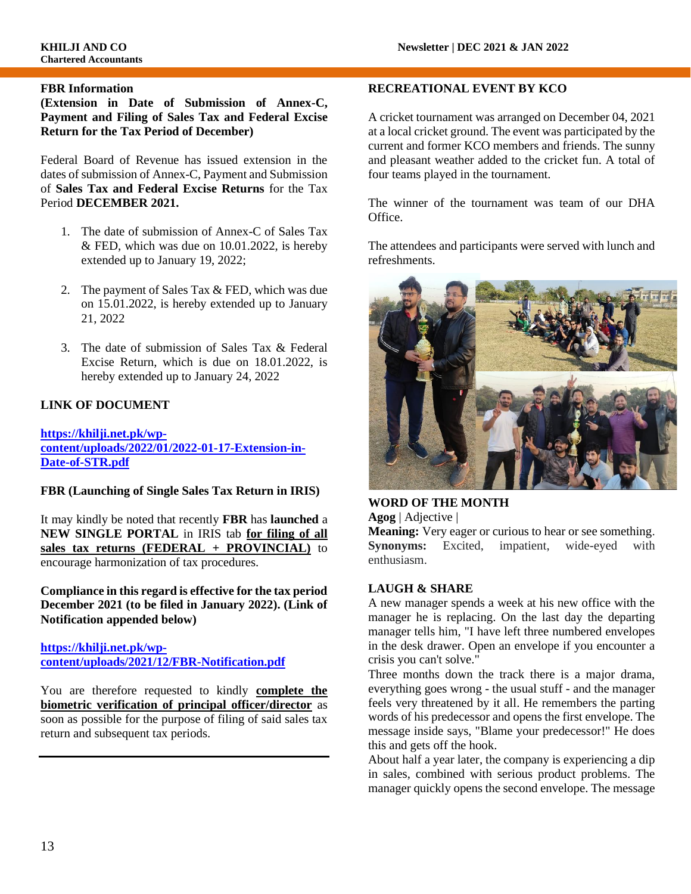**FBR Information**

**(Extension in Date of Submission of Annex-C, Payment and Filing of Sales Tax and Federal Excise Return for the Tax Period of December)**

Federal Board of Revenue has issued extension in the dates of submission of Annex-C, Payment and Submission of **Sales Tax and Federal Excise Returns** for the Tax Period **DECEMBER 2021.**

1. The date of submission of Annex-C of Sales Tax & FED, which was due on 10.01.2022, is hereby extended up to January 19, 2022;
2. The payment of Sales Tax & FED, which was due on 15.01.2022, is hereby extended up to January 21, 2022
3. The date of submission of Sales Tax & Federal Excise Return, which is due on 18.01.2022, is hereby extended up to January 24, 2022

**LINK OF DOCUMENT**

**https://khilji.net.pk/wp-content/uploads/2022/01/2022-01-17-Extension-in-Date-of-STR.pdf**

**FBR (Launching of Single Sales Tax Return in IRIS)**

It may kindly be noted that recently **FBR** has **launched** a **NEW SINGLE PORTAL** in IRIS tab **for filing of all sales tax returns (FEDERAL + PROVINCIAL)** to encourage harmonization of tax procedures.

**Compliance in this regard is effective for the tax period December 2021 (to be filed in January 2022). (Link of Notification appended below)**

**https://khilji.net.pk/wp-content/uploads/2021/12/FBR-Notification.pdf**

You are therefore requested to kindly **complete the biometric verification of principal officer/director** as soon as possible for the purpose of filing of said sales tax return and subsequent tax periods.

---

**RECREATIONAL EVENT BY KCO**

A cricket tournament was arranged on December 04, 2021 at a local cricket ground. The event was participated by the current and former KCO members and friends. The sunny and pleasant weather added to the cricket fun. A total of four teams played in the tournament.

The winner of the tournament was team of our DHA Office.

The attendees and participants were served with lunch and refreshments.

**WORD OF THE MONTH**

**Agog** | Adjective |

**Meaning:** Very eager or curious to hear or see something.

**Synonyms:** Excited, impatient, wide-eyed with enthusiasm.

**LAUGH & SHARE**

A new manager spends a week at his new office with the manager he is replacing. On the last day the departing manager tells him, "I have left three numbered envelopes in the desk drawer. Open an envelope if you encounter a crisis you can't solve."

Three months down the track there is a major drama, everything goes wrong - the usual stuff - and the manager feels very threatened by it all. He remembers the parting words of his predecessor and opens the first envelope. The message inside says, "Blame your predecessor!" He does this and gets off the hook.

About half a year later, the company is experiencing a dip in sales, combined with serious product problems. The manager quickly opens the second envelope. The message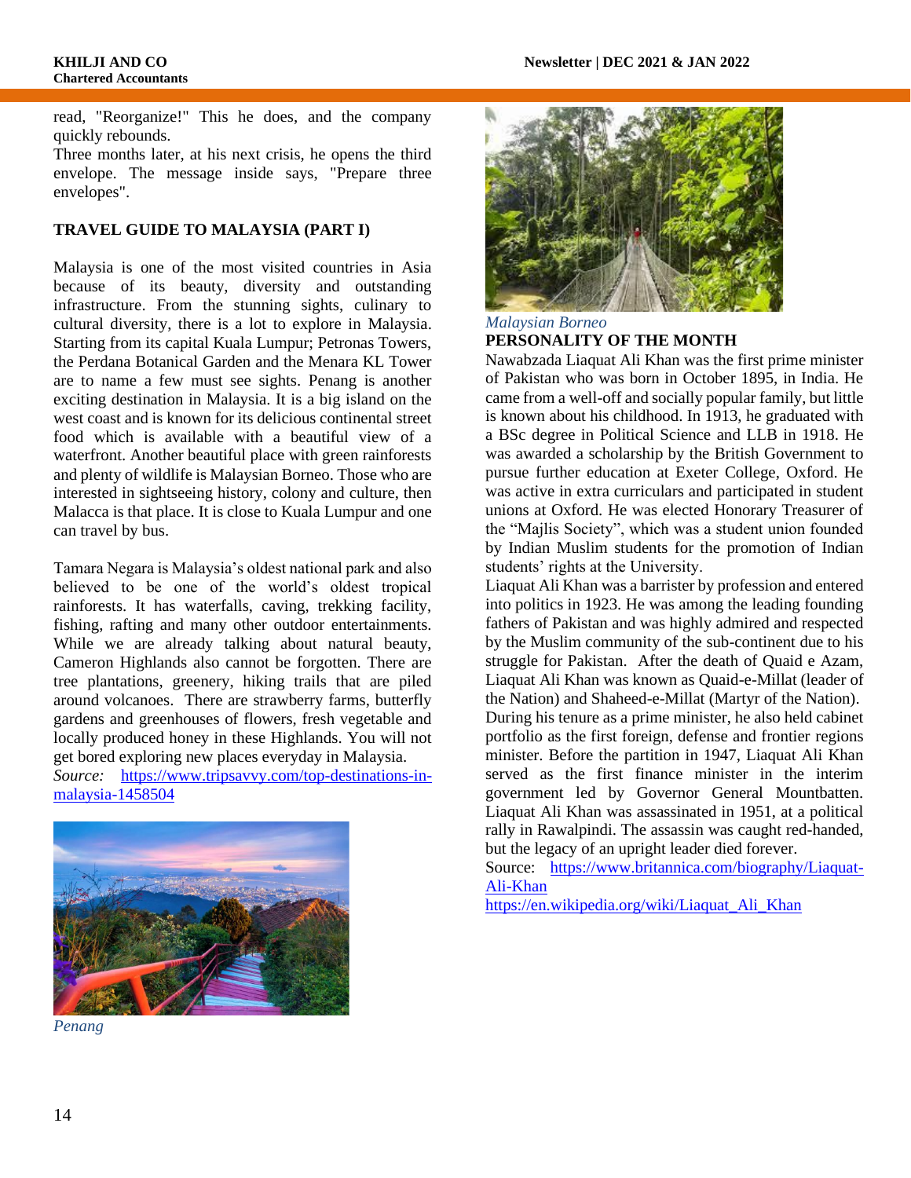read, "Reorganize!" This he does, and the company quickly rebounds.
Three months later, at his next crisis, he opens the third envelope. The message inside says, "Prepare three envelopes".

## TRAVEL GUIDE TO MALAYSIA (PART I)

Malaysia is one of the most visited countries in Asia because of its beauty, diversity and outstanding infrastructure. From the stunning sights, culinary to cultural diversity, there is a lot to explore in Malaysia. Starting from its capital Kuala Lumpur; Petronas Towers, the Perdana Botanical Garden and the Menara KL Tower are to name a few must see sights. Penang is another exciting destination in Malaysia. It is a big island on the west coast and is known for its delicious continental street food which is available with a beautiful view of a waterfront. Another beautiful place with green rainforests and plenty of wildlife is Malaysian Borneo. Those who are interested in sightseeing history, colony and culture, then Malacca is that place. It is close to Kuala Lumpur and one can travel by bus.

Tamara Negara is Malaysia's oldest national park and also believed to be one of the world's oldest tropical rainforests. It has waterfalls, caving, trekking facility, fishing, rafting and many other outdoor entertainments. While we are already talking about natural beauty, Cameron Highlands also cannot be forgotten. There are tree plantations, greenery, hiking trails that are piled around volcanoes. There are strawberry farms, butterfly gardens and greenhouses of flowers, fresh vegetable and locally produced honey in these Highlands. You will not get bored exploring new places everyday in Malaysia.
*Source:* https://www.tripsavvy.com/top-destinations-in-malaysia-1458504

*Penang*

*Malaysian Borneo*

## PERSONALITY OF THE MONTH

Nawabzada Liaquat Ali Khan was the first prime minister of Pakistan who was born in October 1895, in India. He came from a well-off and socially popular family, but little is known about his childhood. In 1913, he graduated with a BSc degree in Political Science and LLB in 1918. He was awarded a scholarship by the British Government to pursue further education at Exeter College, Oxford. He was active in extra curriculars and participated in student unions at Oxford. He was elected Honorary Treasurer of the "Majlis Society", which was a student union founded by Indian Muslim students for the promotion of Indian students' rights at the University.
Liaquat Ali Khan was a barrister by profession and entered into politics in 1923. He was among the leading founding fathers of Pakistan and was highly admired and respected by the Muslim community of the sub-continent due to his struggle for Pakistan. After the death of Quaid e Azam, Liaquat Ali Khan was known as Quaid-e-Millat (leader of the Nation) and Shaheed-e-Millat (Martyr of the Nation).
During his tenure as a prime minister, he also held cabinet portfolio as the first foreign, defense and frontier regions minister. Before the partition in 1947, Liaquat Ali Khan served as the first finance minister in the interim government led by Governor General Mountbatten. Liaquat Ali Khan was assassinated in 1951, at a political rally in Rawalpindi. The assassin was caught red-handed, but the legacy of an upright leader died forever.
Source: https://www.britannica.com/biography/Liaquat-Ali-Khan
https://en.wikipedia.org/wiki/Liaquat_Ali_Khan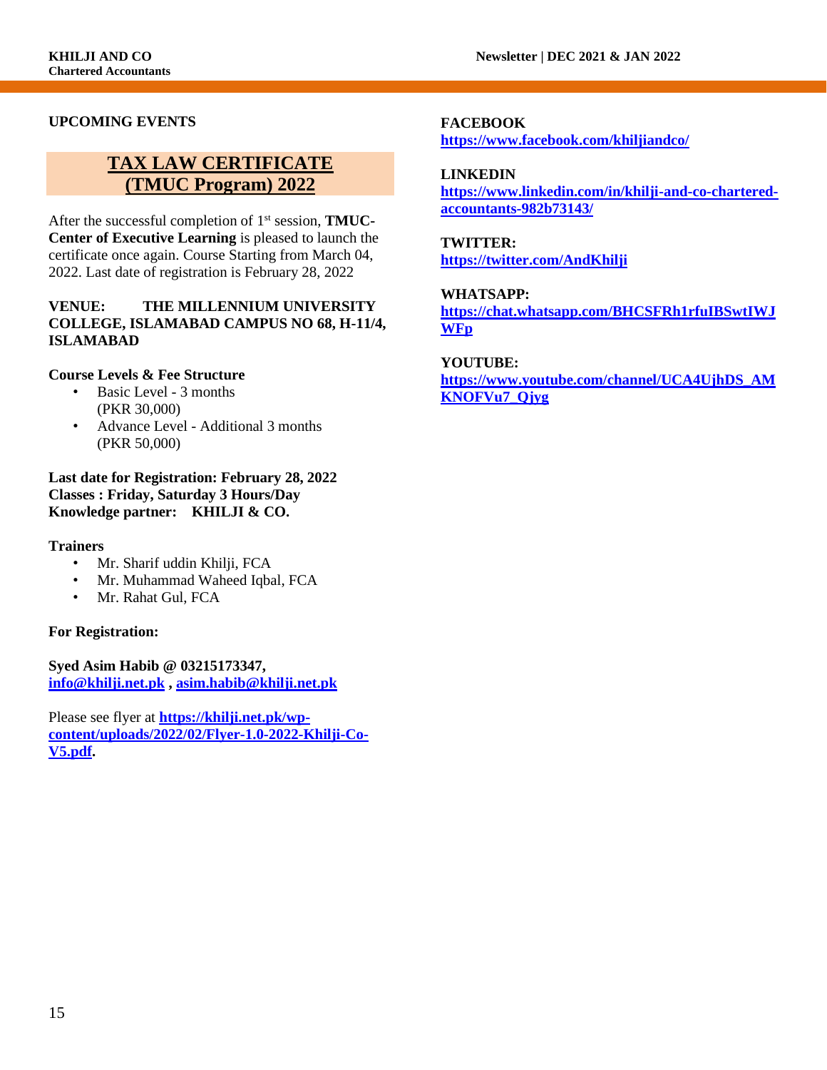## UPCOMING EVENTS

### TAX LAW CERTIFICATE (TMUC Program) 2022

After the successful completion of 1st session, **TMUC-Center of Executive Learning** is pleased to launch the certificate once again. Course Starting from March 04, 2022. Last date of registration is February 28, 2022

**VENUE: THE MILLENNIUM UNIVERSITY COLLEGE, ISLAMABAD CAMPUS NO 68, H-11/4, ISLAMABAD**

**Course Levels & Fee Structure**

- Basic Level - 3 months (PKR 30,000)
- Advance Level - Additional 3 months (PKR 50,000)

**Last date for Registration: February 28, 2022**
**Classes : Friday, Saturday 3 Hours/Day**
**Knowledge partner: KHILJI & CO.**

**Trainers**

- Mr. Sharif uddin Khilji, FCA
- Mr. Muhammad Waheed Iqbal, FCA
- Mr. Rahat Gul, FCA

**For Registration:**

**Syed Asim Habib @ 03215173347,**
**info@khilji.net.pk , asim.habib@khilji.net.pk**

Please see flyer at **https://khilji.net.pk/wp-content/uploads/2022/02/Flyer-1.0-2022-Khilji-Co-V5.pdf**.

**FACEBOOK**
**https://www.facebook.com/khiljiandco/**

**LINKEDIN**
**https://www.linkedin.com/in/khilji-and-co-chartered-accountants-982b73143/**

**TWITTER:**
**https://twitter.com/AndKhilji**

**WHATSAPP:**
**https://chat.whatsapp.com/BHCSFRh1rfuIBSwtIWJWFp**

**YOUTUBE:**
**https://www.youtube.com/channel/UCA4UjhDS_AMKNOFVu7_Qjyg**